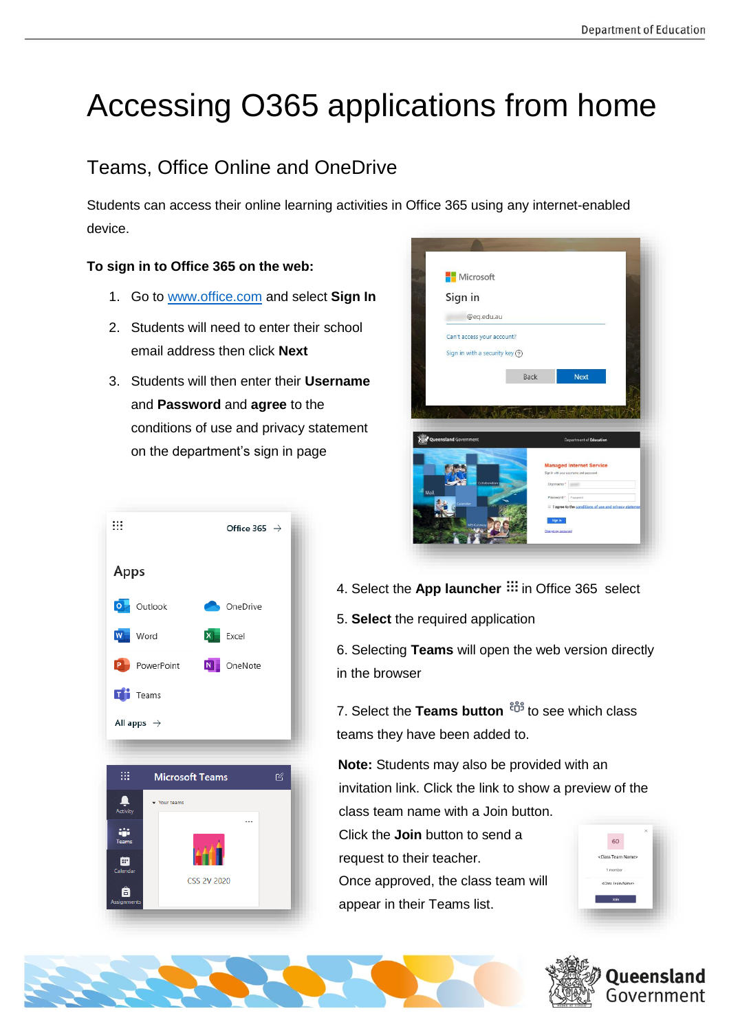# Accessing O365 applications from home

## Teams, Office Online and OneDrive

Students can access their online learning activities in Office 365 using any internet-enabled device.

**To sign in to Office 365 on the web:**

1. Go to www.office.com and select **Sign In**
2. Students will need to enter their school email address then click **Next**
3. Students will then enter their **Username** and **Password** and **agree** to the conditions of use and privacy statement on the department's sign in page

4. Select the **App launcher** in Office 365 select
5. **Select** the required application
6. Selecting **Teams** will open the web version directly in the browser
7. Select the **Teams button** to see which class teams they have been added to.

**Note:** Students may also be provided with an invitation link. Click the link to show a preview of the class team name with a Join button.
Click the **Join** button to send a request to their teacher.
Once approved, the class team will appear in their Teams list.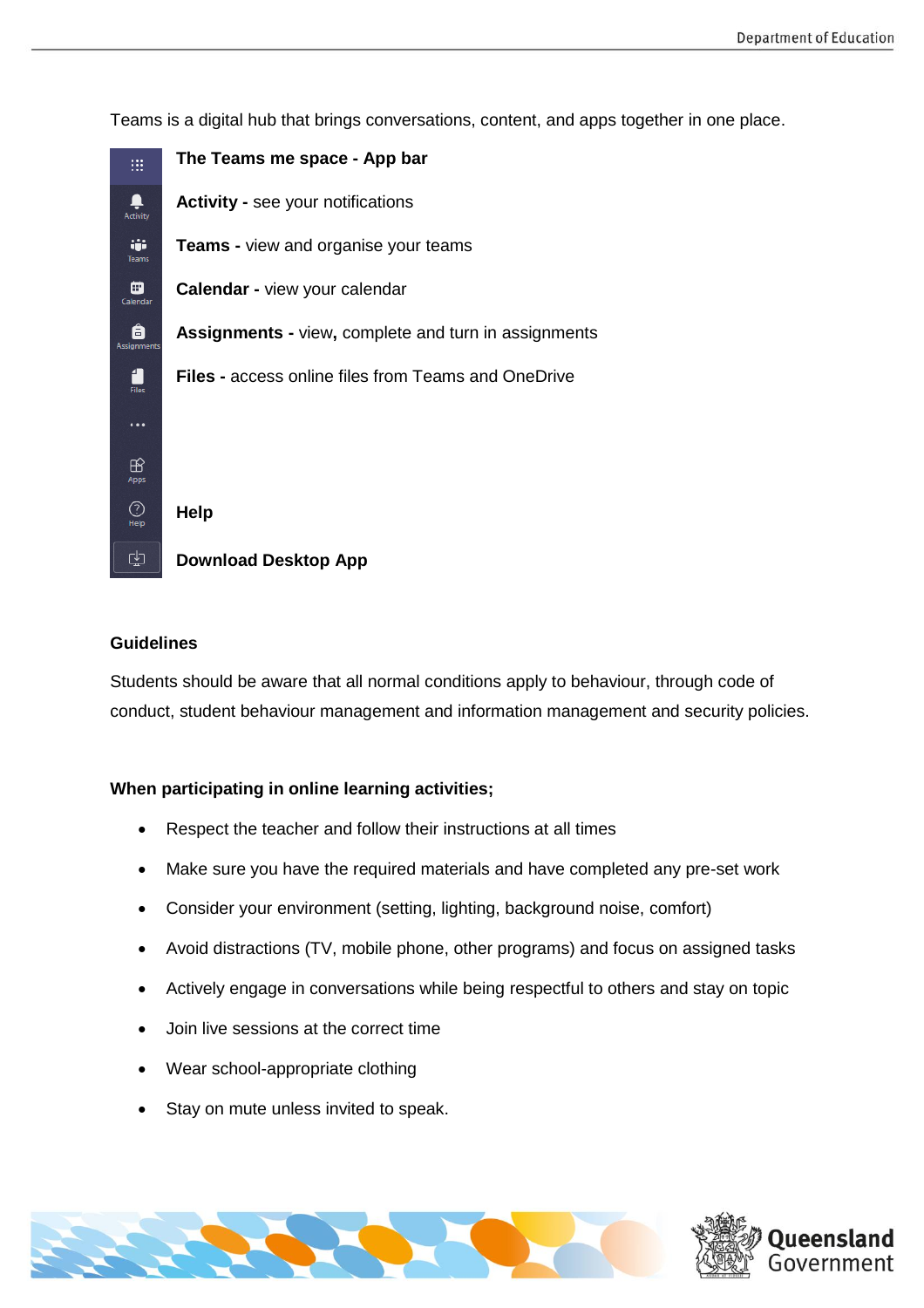Teams is a digital hub that brings conversations, content, and apps together in one place.

**The Teams me space - App bar**

**Activity -** see your notifications

**Teams -** view and organise your teams

**Calendar -** view your calendar

**Assignments -** view**,** complete and turn in assignments

**Files -** access online files from Teams and OneDrive

**Help**

**Download Desktop App**

**Guidelines**

Students should be aware that all normal conditions apply to behaviour, through code of conduct, student behaviour management and information management and security policies.

**When participating in online learning activities;**

- Respect the teacher and follow their instructions at all times
- Make sure you have the required materials and have completed any pre-set work
- Consider your environment (setting, lighting, background noise, comfort)
- Avoid distractions (TV, mobile phone, other programs) and focus on assigned tasks
- Actively engage in conversations while being respectful to others and stay on topic
- Join live sessions at the correct time
- Wear school-appropriate clothing
- Stay on mute unless invited to speak.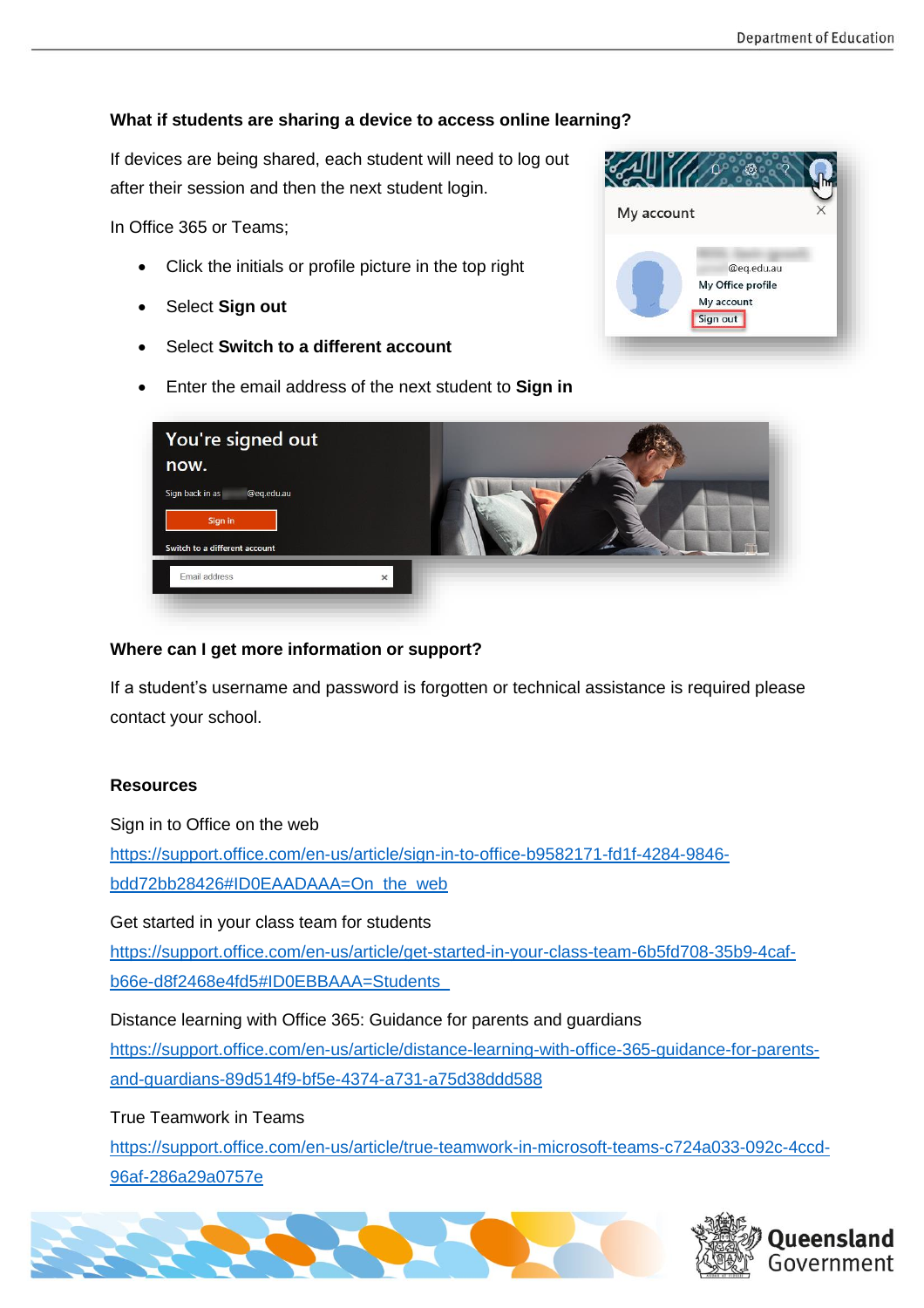**What if students are sharing a device to access online learning?**

If devices are being shared, each student will need to log out after their session and then the next student login.

In Office 365 or Teams;

- Click the initials or profile picture in the top right
- Select **Sign out**
- Select **Switch to a different account**
- Enter the email address of the next student to **Sign in**

**Where can I get more information or support?**

If a student's username and password is forgotten or technical assistance is required please contact your school.

**Resources**

Sign in to Office on the web
https://support.office.com/en-us/article/sign-in-to-office-b9582171-fd1f-4284-9846-bdd72bb28426#ID0EAADAAA=On_the_web

Get started in your class team for students
https://support.office.com/en-us/article/get-started-in-your-class-team-6b5fd708-35b9-4caf-b66e-d8f2468e4fd5#ID0EBBAAA=Students

Distance learning with Office 365: Guidance for parents and guardians
https://support.office.com/en-us/article/distance-learning-with-office-365-guidance-for-parents-and-guardians-89d514f9-bf5e-4374-a731-a75d38ddd588

True Teamwork in Teams
https://support.office.com/en-us/article/true-teamwork-in-microsoft-teams-c724a033-092c-4ccd-96af-286a29a0757e